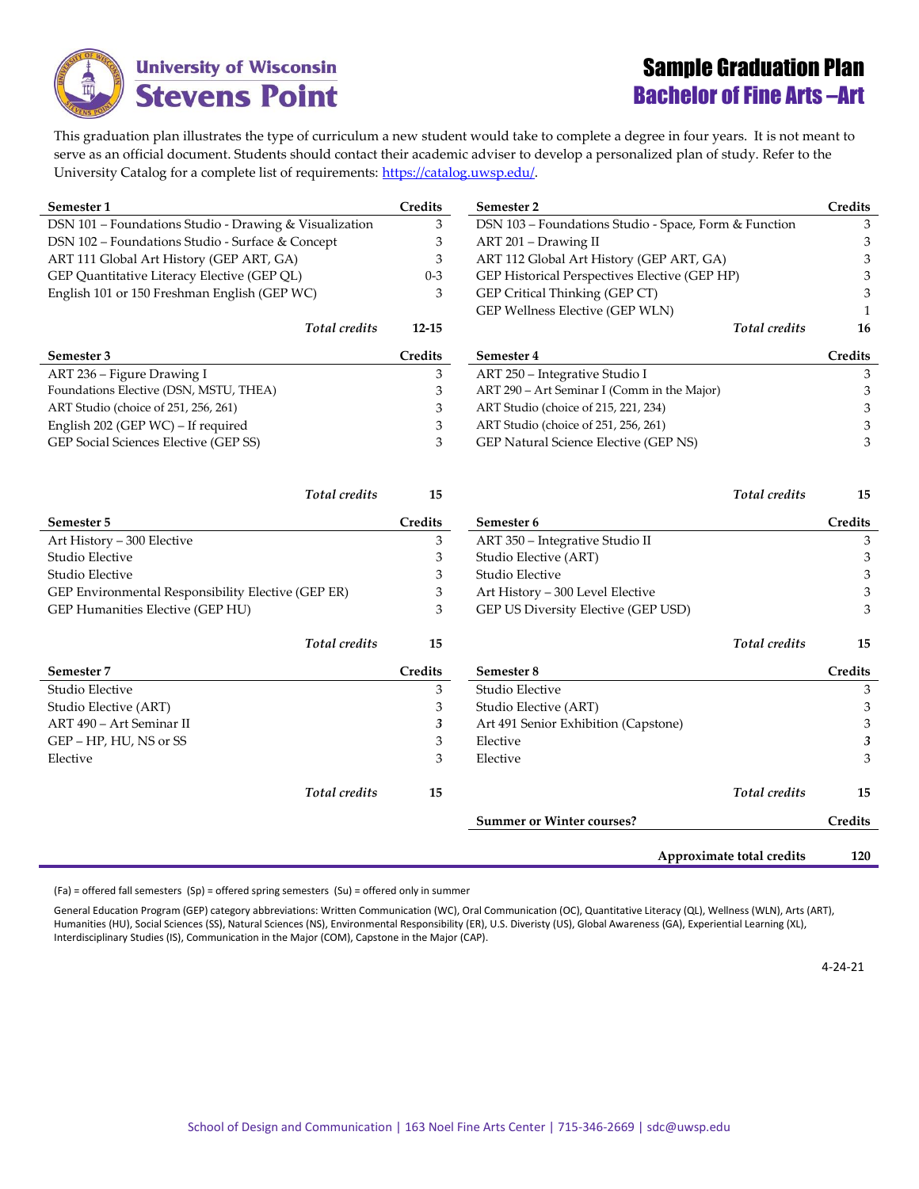# Sample Graduation Plan

## Bachelor of Fine Arts –Art

University of Wisconsin Stevens Point

This graduation plan illustrates the type of curriculum a new student would take to complete a degree in four years. It is not meant to serve as an official document. Students should contact their academic adviser to develop a personalized plan of study. Refer to the University Catalog for a complete list of requirements: https://catalog.uwsp.edu/.

| Semester 1 | Credits |
|---|---|
| DSN 101 – Foundations Studio - Drawing & Visualization | 3 |
| DSN 102 – Foundations Studio - Surface & Concept | 3 |
| ART 111 Global Art History (GEP ART, GA) | 3 |
| GEP Quantitative Literacy Elective (GEP QL) | 0-3 |
| English 101 or 150 Freshman English (GEP WC) | 3 |
| ***Total credits*** | **12-15** |

| Semester 2 | Credits |
|---|---|
| DSN 103 – Foundations Studio - Space, Form & Function | 3 |
| ART 201 – Drawing II | 3 |
| ART 112 Global Art History (GEP ART, GA) | 3 |
| GEP Historical Perspectives Elective (GEP HP) | 3 |
| GEP Critical Thinking (GEP CT) | 3 |
| GEP Wellness Elective (GEP WLN) | 1 |
| ***Total credits*** | **16** |

| Semester 3 | Credits |
|---|---|
| ART 236 – Figure Drawing I | 3 |
| Foundations Elective (DSN, MSTU, THEA) | 3 |
| ART Studio (choice of 251, 256, 261) | 3 |
| English 202 (GEP WC) – If required | 3 |
| GEP Social Sciences Elective (GEP SS) | 3 |
| ***Total credits*** | **15** |

| Semester 4 | Credits |
|---|---|
| ART 250 – Integrative Studio I | 3 |
| ART 290 – Art Seminar I (Comm in the Major) | 3 |
| ART Studio (choice of 215, 221, 234) | 3 |
| ART Studio (choice of 251, 256, 261) | 3 |
| GEP Natural Science Elective (GEP NS) | 3 |
| ***Total credits*** | **15** |

| Semester 5 | Credits |
|---|---|
| Art History – 300 Elective | 3 |
| Studio Elective | 3 |
| Studio Elective | 3 |
| GEP Environmental Responsibility Elective (GEP ER) | 3 |
| GEP Humanities Elective (GEP HU) | 3 |
| ***Total credits*** | **15** |

| Semester 6 | Credits |
|---|---|
| ART 350 – Integrative Studio II | 3 |
| Studio Elective (ART) | 3 |
| Studio Elective | 3 |
| Art History – 300 Level Elective | 3 |
| GEP US Diversity Elective (GEP USD) | 3 |
| ***Total credits*** | **15** |

| Semester 7 | Credits |
|---|---|
| Studio Elective | 3 |
| Studio Elective (ART) | 3 |
| ART 490 – Art Seminar II | 3 |
| GEP – HP, HU, NS or SS | 3 |
| Elective | 3 |
| ***Total credits*** | **15** |

| Semester 8 | Credits |
|---|---|
| Studio Elective | 3 |
| Studio Elective (ART) | 3 |
| Art 491 Senior Exhibition (Capstone) | 3 |
| Elective | 3 |
| Elective | 3 |
| ***Total credits*** | **15** |

| Summer or Winter courses? | Credits |
|---|---|
| **Approximate total credits** | **120** |

(Fa) = offered fall semesters (Sp) = offered spring semesters (Su) = offered only in summer

General Education Program (GEP) category abbreviations: Written Communication (WC), Oral Communication (OC), Quantitative Literacy (QL), Wellness (WLN), Arts (ART), Humanities (HU), Social Sciences (SS), Natural Sciences (NS), Environmental Responsibility (ER), U.S. Diveristy (US), Global Awareness (GA), Experiential Learning (XL), Interdisciplinary Studies (IS), Communication in the Major (COM), Capstone in the Major (CAP).

4-24-21

School of Design and Communication | 163 Noel Fine Arts Center | 715-346-2669 | sdc@uwsp.edu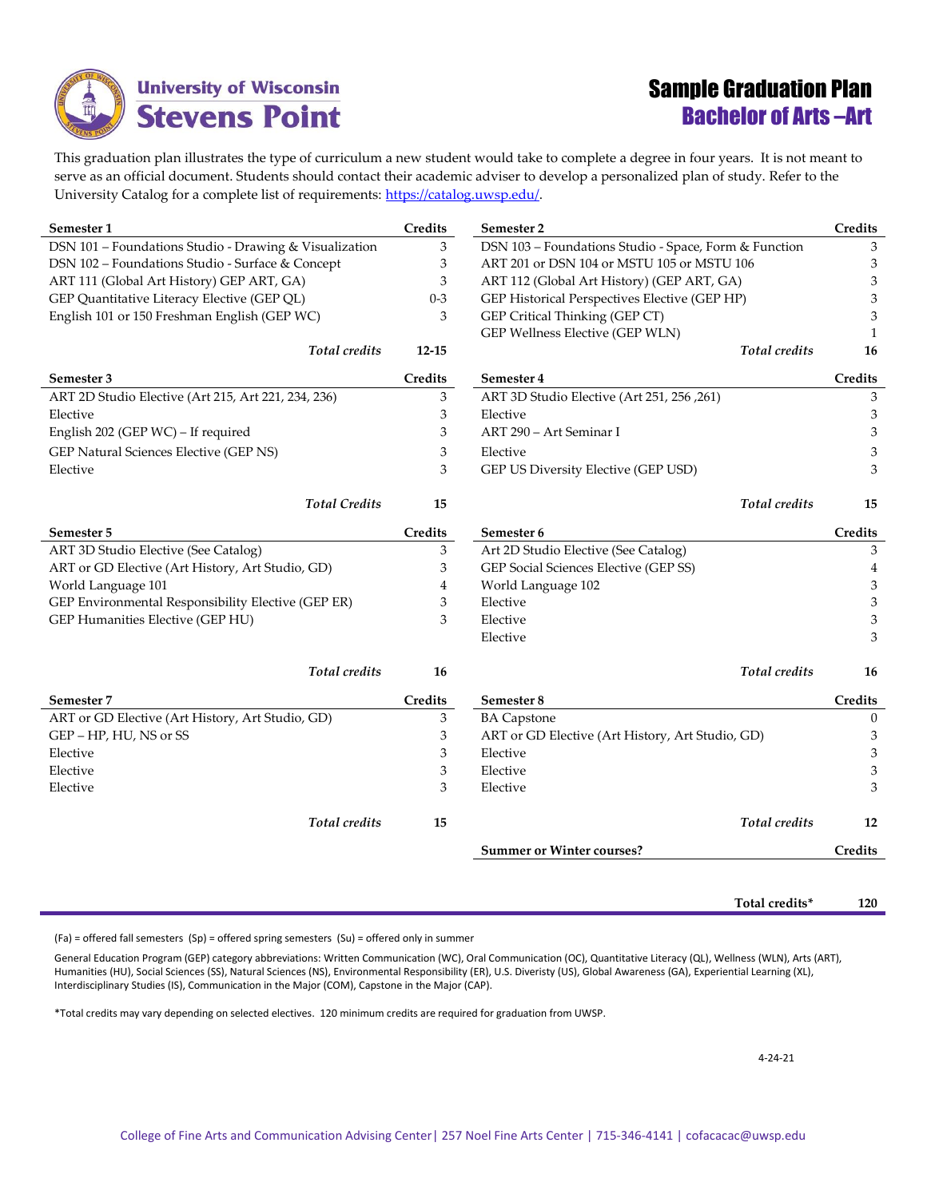University of Wisconsin Stevens Point

# Sample Graduation Plan
## Bachelor of Arts –Art

This graduation plan illustrates the type of curriculum a new student would take to complete a degree in four years. It is not meant to serve as an official document. Students should contact their academic adviser to develop a personalized plan of study. Refer to the University Catalog for a complete list of requirements: https://catalog.uwsp.edu/.

| Semester 1 | Credits |
|---|---|
| DSN 101 – Foundations Studio - Drawing & Visualization | 3 |
| DSN 102 – Foundations Studio - Surface & Concept | 3 |
| ART 111 (Global Art History) GEP ART, GA) | 3 |
| GEP Quantitative Literacy Elective (GEP QL) | 0-3 |
| English 101 or 150 Freshman English (GEP WC) | 3 |
| *Total credits* | 12-15 |

| Semester 2 | Credits |
|---|---|
| DSN 103 – Foundations Studio - Space, Form & Function | 3 |
| ART 201 or DSN 104 or MSTU 105 or MSTU 106 | 3 |
| ART 112 (Global Art History) (GEP ART, GA) | 3 |
| GEP Historical Perspectives Elective (GEP HP) | 3 |
| GEP Critical Thinking (GEP CT) | 3 |
| GEP Wellness Elective (GEP WLN) | 1 |
| *Total credits* | 16 |

| Semester 3 | Credits |
|---|---|
| ART 2D Studio Elective (Art 215, Art 221, 234, 236) | 3 |
| Elective | 3 |
| English 202 (GEP WC) – If required | 3 |
| GEP Natural Sciences Elective (GEP NS) | 3 |
| Elective | 3 |
| *Total Credits* | 15 |

| Semester 4 | Credits |
|---|---|
| ART 3D Studio Elective (Art 251, 256 ,261) | 3 |
| Elective | 3 |
| ART 290 – Art Seminar I | 3 |
| Elective | 3 |
| GEP US Diversity Elective (GEP USD) | 3 |
| *Total credits* | 15 |

| Semester 5 | Credits |
|---|---|
| ART 3D Studio Elective (See Catalog) | 3 |
| ART or GD Elective (Art History, Art Studio, GD) | 3 |
| World Language 101 | 4 |
| GEP Environmental Responsibility Elective (GEP ER) | 3 |
| GEP Humanities Elective (GEP HU) | 3 |
| *Total credits* | 16 |

| Semester 6 | Credits |
|---|---|
| Art 2D Studio Elective (See Catalog) | 3 |
| GEP Social Sciences Elective (GEP SS) | 4 |
| World Language 102 | 3 |
| Elective | 3 |
| Elective | 3 |
| Elective | 3 |
| *Total credits* | 16 |

| Semester 7 | Credits |
|---|---|
| ART or GD Elective (Art History, Art Studio, GD) | 3 |
| GEP – HP, HU, NS or SS | 3 |
| Elective | 3 |
| Elective | 3 |
| Elective | 3 |
| *Total credits* | 15 |

| Semester 8 | Credits |
|---|---|
| BA Capstone | 0 |
| ART or GD Elective (Art History, Art Studio, GD) | 3 |
| Elective | 3 |
| Elective | 3 |
| Elective | 3 |
| *Total credits* | 12 |

| Summer or Winter courses? | Credits |
|---|---|

**Total credits\*** **120**

(Fa) = offered fall semesters (Sp) = offered spring semesters (Su) = offered only in summer

General Education Program (GEP) category abbreviations: Written Communication (WC), Oral Communication (OC), Quantitative Literacy (QL), Wellness (WLN), Arts (ART), Humanities (HU), Social Sciences (SS), Natural Sciences (NS), Environmental Responsibility (ER), U.S. Diveristy (US), Global Awareness (GA), Experiential Learning (XL), Interdisciplinary Studies (IS), Communication in the Major (COM), Capstone in the Major (CAP).

*Total credits may vary depending on selected electives. 120 minimum credits are required for graduation from UWSP.

4-24-21

College of Fine Arts and Communication Advising Center | 257 Noel Fine Arts Center | 715-346-4141 | cofacacac@uwsp.edu